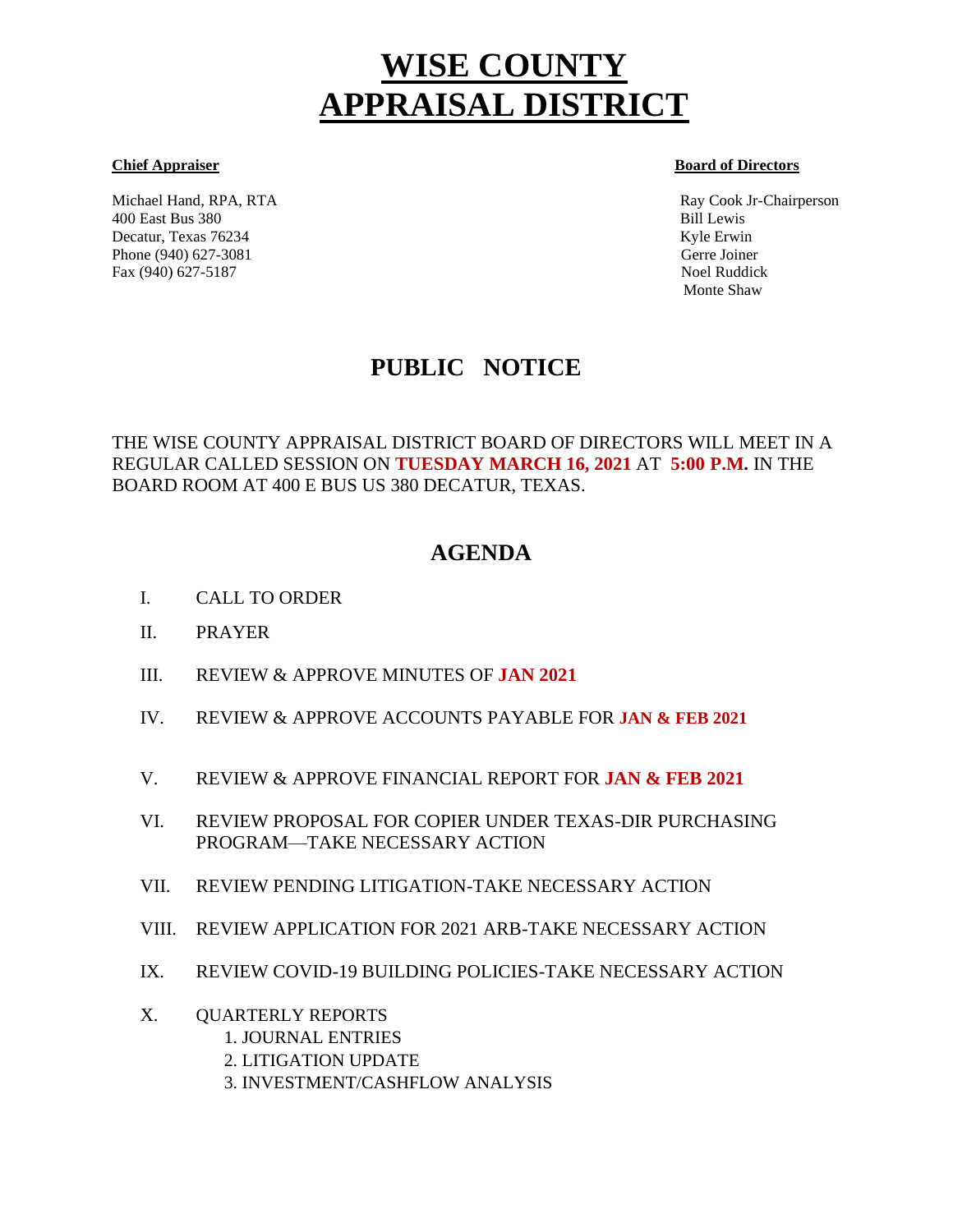# WISE COUNTY APPRAISAL DISTRICT

**Chief Appraiser**

Michael Hand, RPA, RTA
400 East Bus 380
Decatur, Texas 76234
Phone (940) 627-3081
Fax (940) 627-5187

**Board of Directors**

Ray Cook Jr-Chairperson
Bill Lewis
Kyle Erwin
Gerre Joiner
Noel Ruddick
Monte Shaw

## PUBLIC NOTICE

THE WISE COUNTY APPRAISAL DISTRICT BOARD OF DIRECTORS WILL MEET IN A REGULAR CALLED SESSION ON **TUESDAY MARCH 16, 2021** AT **5:00 P.M.** IN THE BOARD ROOM AT 400 E BUS US 380 DECATUR, TEXAS.

## AGENDA

I. CALL TO ORDER

II. PRAYER

III. REVIEW & APPROVE MINUTES OF **JAN 2021**

IV. REVIEW & APPROVE ACCOUNTS PAYABLE FOR **JAN & FEB 2021**

V. REVIEW & APPROVE FINANCIAL REPORT FOR **JAN & FEB 2021**

VI. REVIEW PROPOSAL FOR COPIER UNDER TEXAS-DIR PURCHASING PROGRAM—TAKE NECESSARY ACTION

VII. REVIEW PENDING LITIGATION-TAKE NECESSARY ACTION

VIII. REVIEW APPLICATION FOR 2021 ARB-TAKE NECESSARY ACTION

IX. REVIEW COVID-19 BUILDING POLICIES-TAKE NECESSARY ACTION

X. QUARTERLY REPORTS
   1. JOURNAL ENTRIES
   2. LITIGATION UPDATE
   3. INVESTMENT/CASHFLOW ANALYSIS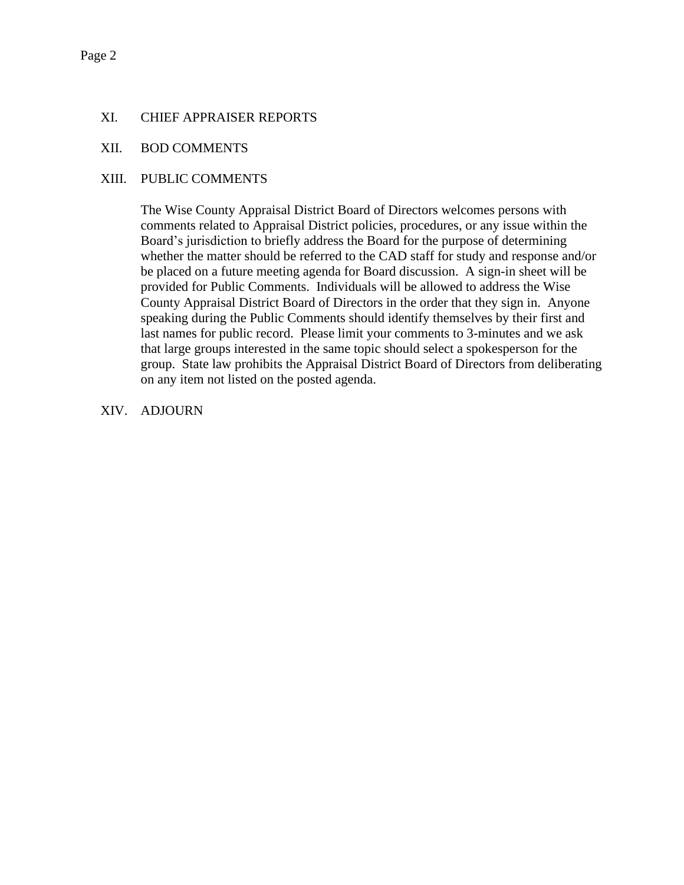XI. CHIEF APPRAISER REPORTS

XII. BOD COMMENTS

XIII. PUBLIC COMMENTS

The Wise County Appraisal District Board of Directors welcomes persons with comments related to Appraisal District policies, procedures, or any issue within the Board's jurisdiction to briefly address the Board for the purpose of determining whether the matter should be referred to the CAD staff for study and response and/or be placed on a future meeting agenda for Board discussion. A sign-in sheet will be provided for Public Comments. Individuals will be allowed to address the Wise County Appraisal District Board of Directors in the order that they sign in. Anyone speaking during the Public Comments should identify themselves by their first and last names for public record. Please limit your comments to 3-minutes and we ask that large groups interested in the same topic should select a spokesperson for the group. State law prohibits the Appraisal District Board of Directors from deliberating on any item not listed on the posted agenda.

XIV. ADJOURN